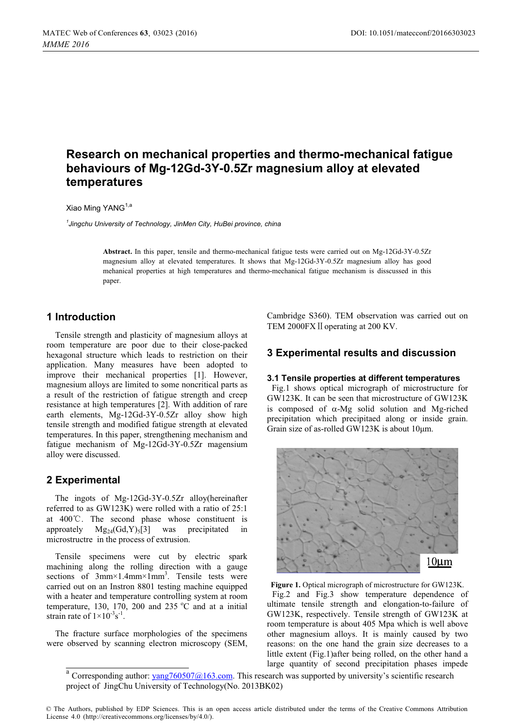# Research on mechanical properties and thermo-mechanical fatigue behaviours of Mg-12Gd-3Y-0.5Zr magnesium alloy at elevated temperatures

Xiao Ming YANG[1,a]

[1] *Jingchu University of Technology, JinMen City, HuBei province, china*

**Abstract.** In this paper, tensile and thermo-mechanical fatigue tests were carried out on Mg-12Gd-3Y-0.5Zr magnesium alloy at elevated temperatures. It shows that Mg-12Gd-3Y-0.5Zr magnesium alloy has good mehanical properties at high temperatures and thermo-mechanical fatigue mechanism is disscussed in this paper.

## 1 Introduction

Tensile strength and plasticity of magnesium alloys at room temperature are poor due to their close-packed hexagonal structure which leads to restriction on their application. Many measures have been adopted to improve their mechanical properties [1]. However, magnesium alloys are limited to some noncritical parts as a result of the restriction of fatigue strength and creep resistance at high temperatures [2]. With addition of rare earth elements, Mg-12Gd-3Y-0.5Zr alloy show high tensile strength and modified fatigue strength at elevated temperatures. In this paper, strengthening mechanism and fatigue mechanism of Mg-12Gd-3Y-0.5Zr magensium alloy were discussed.

## 2 Experimental

The ingots of Mg-12Gd-3Y-0.5Zr alloy(hereinafter referred to as GW123K) were rolled with a ratio of 25:1 at 400℃. The second phase whose constituent is approately $Mg_{24}(Gd,Y)_5$[3] was precipitated in microstructre in the process of extrusion.

Tensile specimens were cut by electric spark machining along the rolling direction with a gauge sections of 3mm×1.4mm×1mm$^3$. Tensile tests were carried out on an Instron 8801 testing machine equipped with a heater and temperature controlling system at room temperature, 130, 170, 200 and 235 $^{o}$C and at a initial strain rate of $1\times10^{-3}s^{-1}$.

The fracture surface morphologies of the specimens were observed by scanning electron microscopy (SEM, Cambridge S360). TEM observation was carried out on TEM 2000FXⅡ operating at 200 KV.

## 3 Experimental results and discussion

### 3.1 Tensile properties at different temperatures

Fig.1 shows optical micrograph of microstructure for GW123K. It can be seen that microstructure of GW123K is composed of α-Mg solid solution and Mg-riched precipitation which precipitaed along or inside grain. Grain size of as-rolled GW123K is about 10μm.

10μm

**Figure 1.** Optical micrograph of microstructure for GW123K.

Fig.2 and Fig.3 show temperature dependence of ultimate tensile strength and elongation-to-failure of GW123K, respectively. Tensile strength of GW123K at room temperature is about 405 Mpa which is well above other magnesium alloys. It is mainly caused by two reasons: on the one hand the grain size decreases to a little extent (Fig.1)after being rolled, on the other hand a large quantity of second precipitation phases impede

[a] Corresponding author: yang760507@163.com. This research was supported by university's scientific research project of JingChu University of Technology(No. 2013BK02)

© The Authors, published by EDP Sciences. This is an open access article distributed under the terms of the Creative Commons Attribution License 4.0 (http://creativecommons.org/licenses/by/4.0/).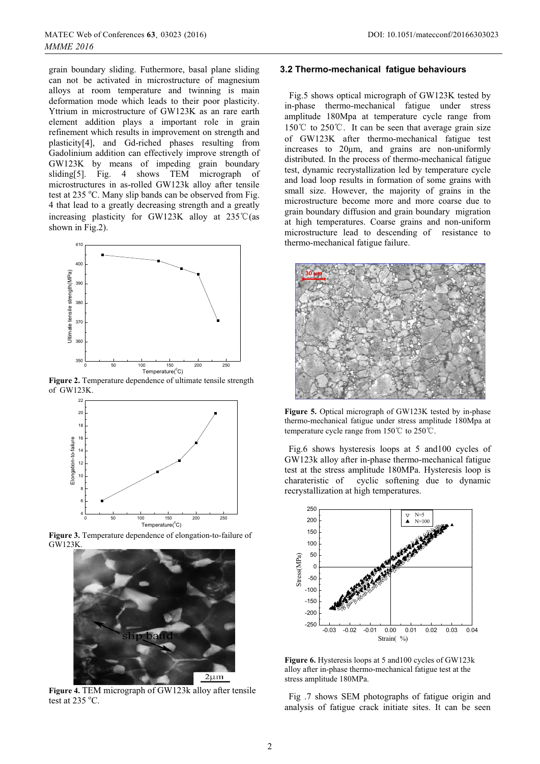grain boundary sliding. Futhermore, basal plane sliding can not be activated in microstructure of magnesium alloys at room temperature and twinning is main deformation mode which leads to their poor plasticity. Yttrium in microstructure of GW123K as an rare earth element addition plays a important role in grain refinement which results in improvement on strength and plasticity[4], and Gd-riched phases resulting from Gadolinium addition can effectively improve strength of GW123K by means of impeding grain boundary sliding[5]. Fig. 4 shows TEM micrograph of microstructures in as-rolled GW123k alloy after tensile test at 235 °C. Many slip bands can be observed from Fig. 4 that lead to a greatly decreasing strength and a greatly increasing plasticity for GW123K alloy at 235℃(as shown in Fig.2).

**Figure 2.** Temperature dependence of ultimate tensile strength of GW123K.

**Figure 3.** Temperature dependence of elongation-to-failure of GW123K.

**Figure 4.** TEM micrograph of GW123k alloy after tensile test at 235 °C.

### 3.2 Thermo-mechanical fatigue behaviours

Fig.5 shows optical micrograph of GW123K tested by in-phase thermo-mechanical fatigue under stress amplitude 180Mpa at temperature cycle range from 150℃ to 250℃. It can be seen that average grain size of GW123K after thermo-mechanical fatigue test increases to 20μm, and grains are non-uniformly distributed. In the process of thermo-mechanical fatigue test, dynamic recrystallization led by temperature cycle and load loop results in formation of some grains with small size. However, the majority of grains in the microstructure become more and more coarse due to grain boundary diffusion and grain boundary migration at high temperatures. Coarse grains and non-uniform microstructure lead to descending of resistance to thermo-mechanical fatigue failure.

**Figure 5.** Optical micrograph of GW123K tested by in-phase thermo-mechanical fatigue under stress amplitude 180Mpa at temperature cycle range from 150℃ to 250℃.

Fig.6 shows hysteresis loops at 5 and100 cycles of GW123k alloy after in-phase thermo-mechanical fatigue test at the stress amplitude 180MPa. Hysteresis loop is charateristic of cyclic softening due to dynamic recrystallization at high temperatures.

**Figure 6.** Hysteresis loops at 5 and100 cycles of GW123k alloy after in-phase thermo-mechanical fatigue test at the stress amplitude 180MPa.

Fig .7 shows SEM photographs of fatigue origin and analysis of fatigue crack initiate sites. It can be seen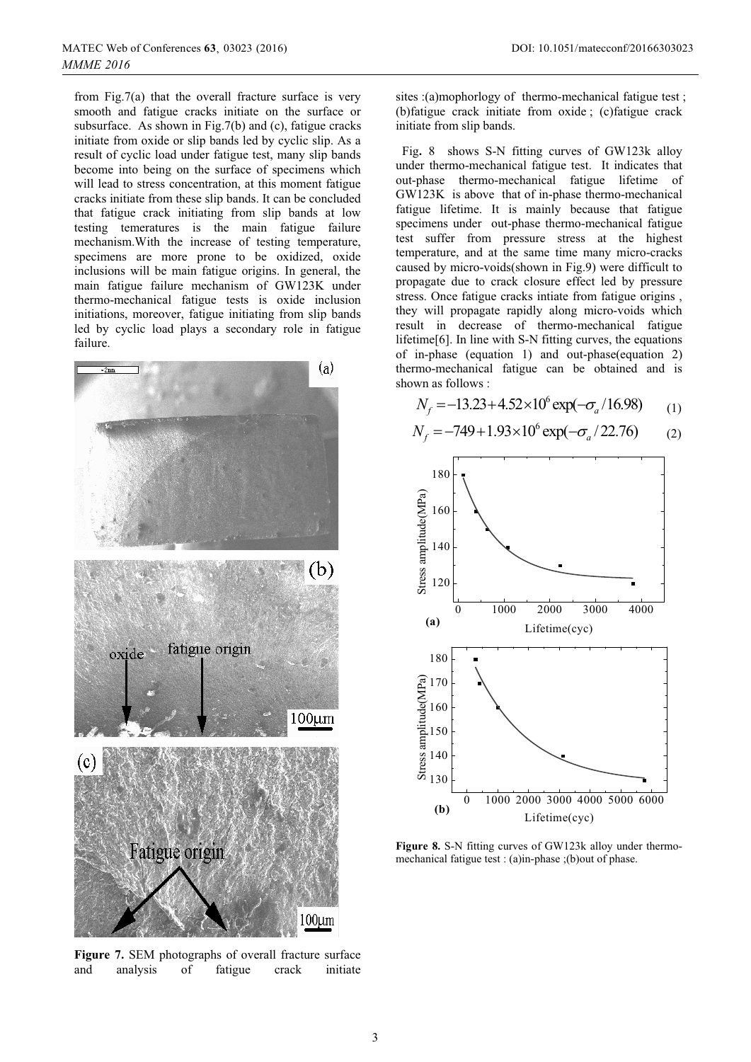from Fig.7(a) that the overall fracture surface is very smooth and fatigue cracks initiate on the surface or subsurface. As shown in Fig.7(b) and (c), fatigue cracks initiate from oxide or slip bands led by cyclic slip. As a result of cyclic load under fatigue test, many slip bands become into being on the surface of specimens which will lead to stress concentration, at this moment fatigue cracks initiate from these slip bands. It can be concluded that fatigue crack initiating from slip bands at low testing temeratures is the main fatigue failure mechanism.With the increase of testing temperature, specimens are more prone to be oxidized, oxide inclusions will be main fatigue origins. In general, the main fatigue failure mechanism of GW123K under thermo-mechanical fatigue tests is oxide inclusion initiations, moreover, fatigue initiating from slip bands led by cyclic load plays a secondary role in fatigue failure.

**Figure 7.** SEM photographs of overall fracture surface and analysis of fatigue crack initiate sites :(a)mophorlogy of thermo-mechanical fatigue test ; (b)fatigue crack initiate from oxide ; (c)fatigue crack initiate from slip bands.

Fig**.** 8 shows S-N fitting curves of GW123k alloy under thermo-mechanical fatigue test. It indicates that out-phase thermo-mechanical fatigue lifetime of GW123K is above that of in-phase thermo-mechanical fatigue lifetime. It is mainly because that fatigue specimens under out-phase thermo-mechanical fatigue test suffer from pressure stress at the highest temperature, and at the same time many micro-cracks caused by micro-voids(shown in Fig.9) were difficult to propagate due to crack closure effect led by pressure stress. Once fatigue cracks intiate from fatigue origins , they will propagate rapidly along micro-voids which result in decrease of thermo-mechanical fatigue lifetime[6]. In line with S-N fitting curves, the equations of in-phase (equation 1) and out-phase(equation 2) thermo-mechanical fatigue can be obtained and is shown as follows :

$$N_f = -13.23 + 4.52\times10^6 \exp(-\sigma_a / 16.98) \tag{1}$$

$$N_f = -749 + 1.93\times10^6 \exp(-\sigma_a / 22.76) \tag{2}$$

**Figure 8.** S-N fitting curves of GW123k alloy under thermo-mechanical fatigue test : (a)in-phase ;(b)out of phase.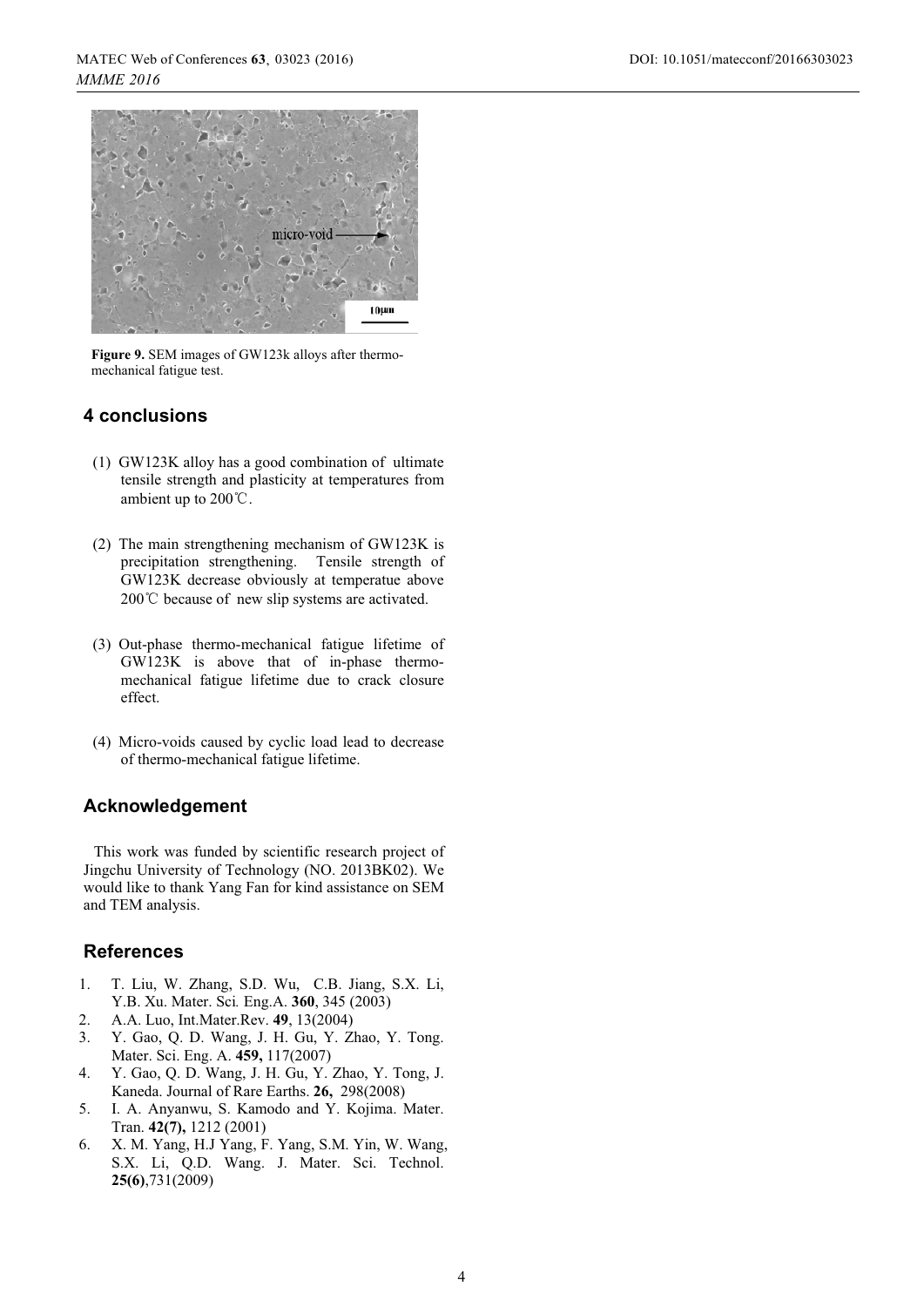micro-void

10μm

**Figure 9.** SEM images of GW123k alloys after thermo-mechanical fatigue test.

## 4 conclusions

(1) GW123K alloy has a good combination of ultimate tensile strength and plasticity at temperatures from ambient up to 200℃.

(2) The main strengthening mechanism of GW123K is precipitation strengthening. Tensile strength of GW123K decrease obviously at temperatue above 200℃ because of new slip systems are activated.

(3) Out-phase thermo-mechanical fatigue lifetime of GW123K is above that of in-phase thermo-mechanical fatigue lifetime due to crack closure effect.

(4) Micro-voids caused by cyclic load lead to decrease of thermo-mechanical fatigue lifetime.

## Acknowledgement

This work was funded by scientific research project of Jingchu University of Technology (NO. 2013BK02). We would like to thank Yang Fan for kind assistance on SEM and TEM analysis.

## References

1. T. Liu, W. Zhang, S.D. Wu, C.B. Jiang, S.X. Li, Y.B. Xu. Mater. Sci. Eng.A. **360**, 345 (2003)
2. A.A. Luo, Int.Mater.Rev. **49**, 13(2004)
3. Y. Gao, Q. D. Wang, J. H. Gu, Y. Zhao, Y. Tong. Mater. Sci. Eng. A. **459,** 117(2007)
4. Y. Gao, Q. D. Wang, J. H. Gu, Y. Zhao, Y. Tong, J. Kaneda. Journal of Rare Earths. **26,** 298(2008)
5. I. A. Anyanwu, S. Kamodo and Y. Kojima. Mater. Tran. **42(7),** 1212 (2001)
6. X. M. Yang, H.J Yang, F. Yang, S.M. Yin, W. Wang, S.X. Li, Q.D. Wang. J. Mater. Sci. Technol. **25(6)**,731(2009)